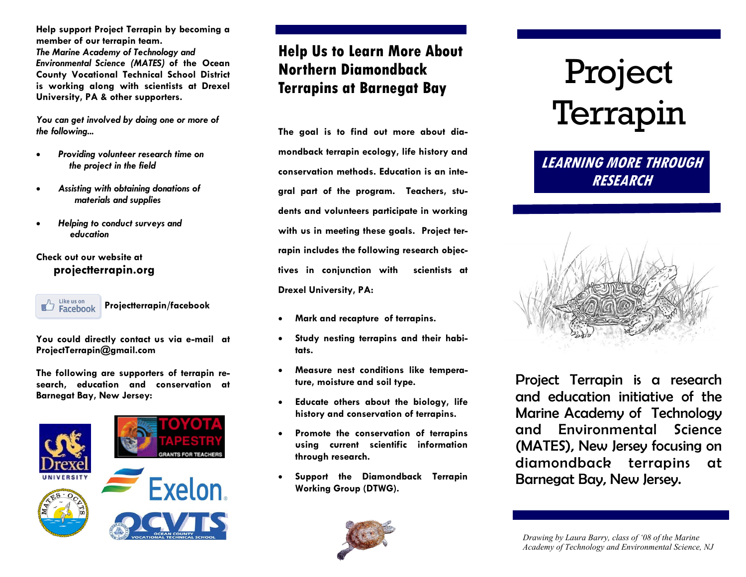**Help support Project Terrapin by becoming a member of our terrapin team.** ***The Marine Academy of Technology and Environmental Science (MATES)*** **of the Ocean County Vocational Technical School District is working along with scientists at Drexel University, PA & other supporters.**

*You can get involved by doing one or more of the following...*

- *Providing volunteer research time on the project in the field*
- *Assisting with obtaining donations of materials and supplies*
- *Helping to conduct surveys and education*

**Check out our website at**
**projectterrapin.org**

Like us on Facebook **Projectterrapin/facebook**

**You could directly contact us via e-mail at ProjectTerrapin@gmail.com**

**The following are supporters of terrapin research, education and conservation at Barnegat Bay, New Jersey:**

Drexel University · Toyota Tapestry Grants for Teachers · Exelon · MATES · OCVTS Ocean County Vocational Technical School

## Help Us to Learn More About Northern Diamondback Terrapins at Barnegat Bay

**The goal is to find out more about diamondback terrapin ecology, life history and conservation methods. Education is an integral part of the program. Teachers, students and volunteers participate in working with us in meeting these goals. Project terrapin includes the following research objectives in conjunction with scientists at Drexel University, PA:**

- **Mark and recapture of terrapins.**
- **Study nesting terrapins and their habitats.**
- **Measure nest conditions like temperature, moisture and soil type.**
- **Educate others about the biology, life history and conservation of terrapins.**
- **Promote the conservation of terrapins using current scientific information through research.**
- **Support the Diamondback Terrapin Working Group (DTWG).**

# Project Terrapin

## *LEARNING MORE THROUGH RESEARCH*

Project Terrapin is a research and education initiative of the Marine Academy of Technology and Environmental Science (MATES), New Jersey focusing on diamondback terrapins at Barnegat Bay, New Jersey.

*Drawing by Laura Barry, class of '08 of the Marine Academy of Technology and Environmental Science, NJ*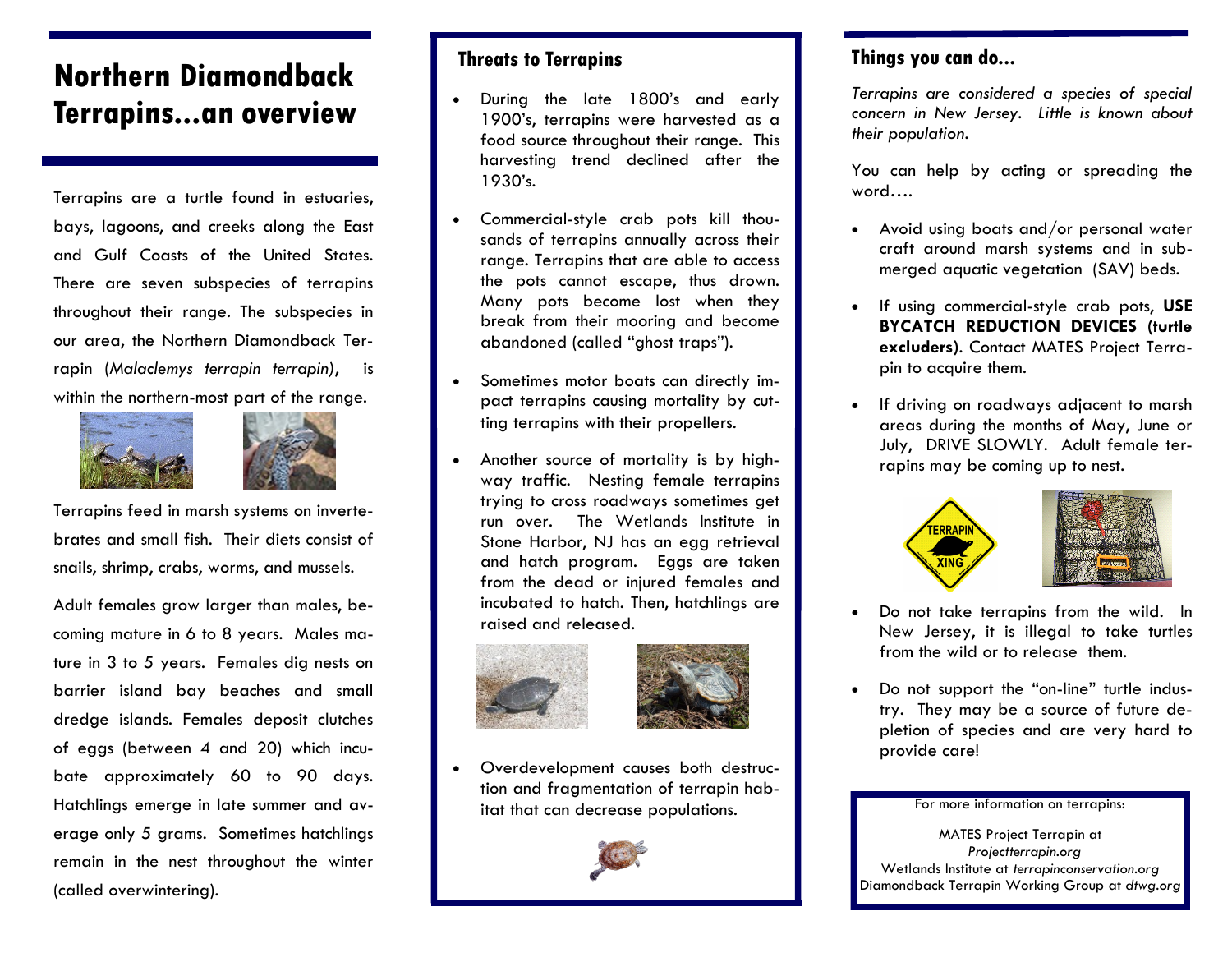# Northern Diamondback Terrapins...an overview

Terrapins are a turtle found in estuaries, bays, lagoons, and creeks along the East and Gulf Coasts of the United States. There are seven subspecies of terrapins throughout their range. The subspecies in our area, the Northern Diamondback Terrapin (*Malaclemys terrapin terrapin*), is within the northern-most part of the range.

Terrapins feed in marsh systems on invertebrates and small fish. Their diets consist of snails, shrimp, crabs, worms, and mussels.

Adult females grow larger than males, becoming mature in 6 to 8 years. Males mature in 3 to 5 years. Females dig nests on barrier island bay beaches and small dredge islands. Females deposit clutches of eggs (between 4 and 20) which incubate approximately 60 to 90 days. Hatchlings emerge in late summer and average only 5 grams. Sometimes hatchlings remain in the nest throughout the winter (called overwintering).

## Threats to Terrapins

- During the late 1800's and early 1900's, terrapins were harvested as a food source throughout their range. This harvesting trend declined after the 1930's.
- Commercial-style crab pots kill thousands of terrapins annually across their range. Terrapins that are able to access the pots cannot escape, thus drown. Many pots become lost when they break from their mooring and become abandoned (called "ghost traps").
- Sometimes motor boats can directly impact terrapins causing mortality by cutting terrapins with their propellers.
- Another source of mortality is by highway traffic. Nesting female terrapins trying to cross roadways sometimes get run over. The Wetlands Institute in Stone Harbor, NJ has an egg retrieval and hatch program. Eggs are taken from the dead or injured females and incubated to hatch. Then, hatchlings are raised and released.
- Overdevelopment causes both destruction and fragmentation of terrapin habitat that can decrease populations.

## Things you can do...

*Terrapins are considered a species of special concern in New Jersey. Little is known about their population.*

You can help by acting or spreading the word….

- Avoid using boats and/or personal water craft around marsh systems and in submerged aquatic vegetation (SAV) beds.
- If using commercial-style crab pots, **USE BYCATCH REDUCTION DEVICES (turtle excluders)**. Contact MATES Project Terrapin to acquire them.
- If driving on roadways adjacent to marsh areas during the months of May, June or July, DRIVE SLOWLY. Adult female terrapins may be coming up to nest.
- Do not take terrapins from the wild. In New Jersey, it is illegal to take turtles from the wild or to release them.
- Do not support the "on-line" turtle industry. They may be a source of future depletion of species and are very hard to provide care!

For more information on terrapins:

MATES Project Terrapin at *Projectterrapin.org*
Wetlands Institute at *terrapinconservation.org*
Diamondback Terrapin Working Group at *dtwg.org*